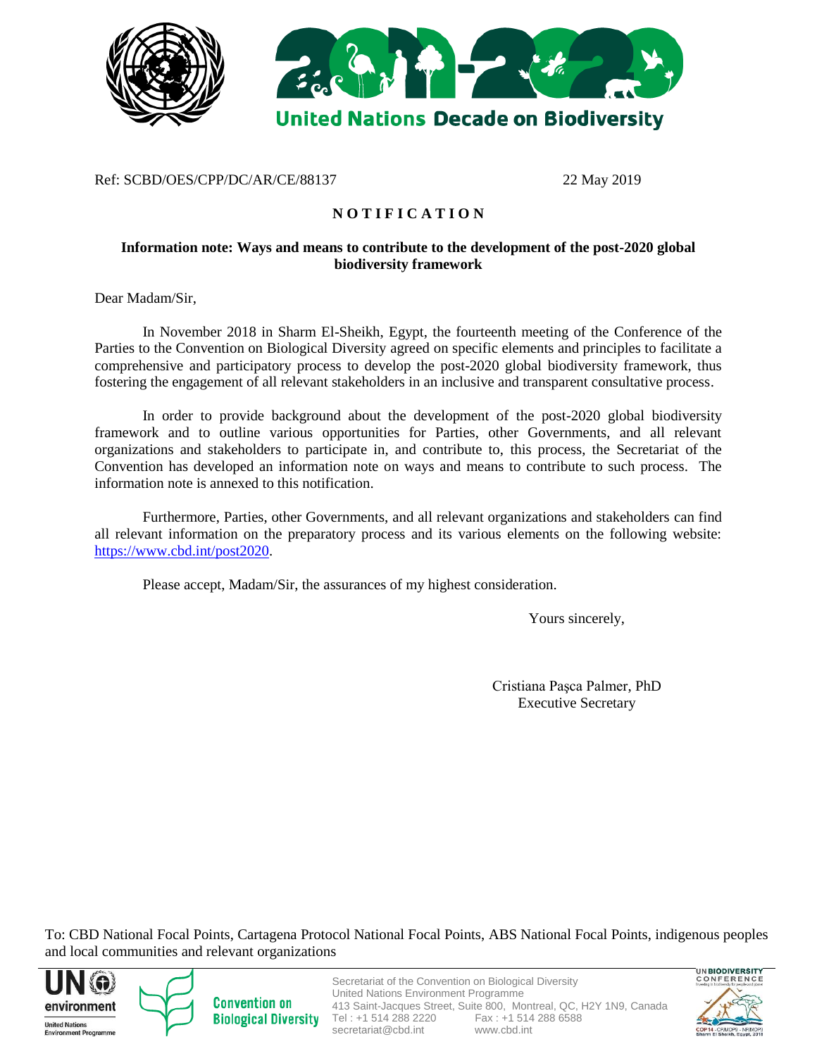Ref: SCBD/OES/CPP/DC/AR/CE/88137 22 May 2019

**N O T I F I C A T I O N**

**Information note: Ways and means to contribute to the development of the post-2020 global biodiversity framework**

Dear Madam/Sir,

In November 2018 in Sharm El-Sheikh, Egypt, the fourteenth meeting of the Conference of the Parties to the Convention on Biological Diversity agreed on specific elements and principles to facilitate a comprehensive and participatory process to develop the post-2020 global biodiversity framework, thus fostering the engagement of all relevant stakeholders in an inclusive and transparent consultative process.

In order to provide background about the development of the post-2020 global biodiversity framework and to outline various opportunities for Parties, other Governments, and all relevant organizations and stakeholders to participate in, and contribute to, this process, the Secretariat of the Convention has developed an information note on ways and means to contribute to such process. The information note is annexed to this notification.

Furthermore, Parties, other Governments, and all relevant organizations and stakeholders can find all relevant information on the preparatory process and its various elements on the following website: https://www.cbd.int/post2020.

Please accept, Madam/Sir, the assurances of my highest consideration.

Yours sincerely,

Cristiana Paşca Palmer, PhD
Executive Secretary

To: CBD National Focal Points, Cartagena Protocol National Focal Points, ABS National Focal Points, indigenous peoples and local communities and relevant organizations

Secretariat of the Convention on Biological Diversity
United Nations Environment Programme
413 Saint-Jacques Street, Suite 800, Montreal, QC, H2Y 1N9, Canada
Tel : +1 514 288 2220 Fax : +1 514 288 6588
secretariat@cbd.int www.cbd.int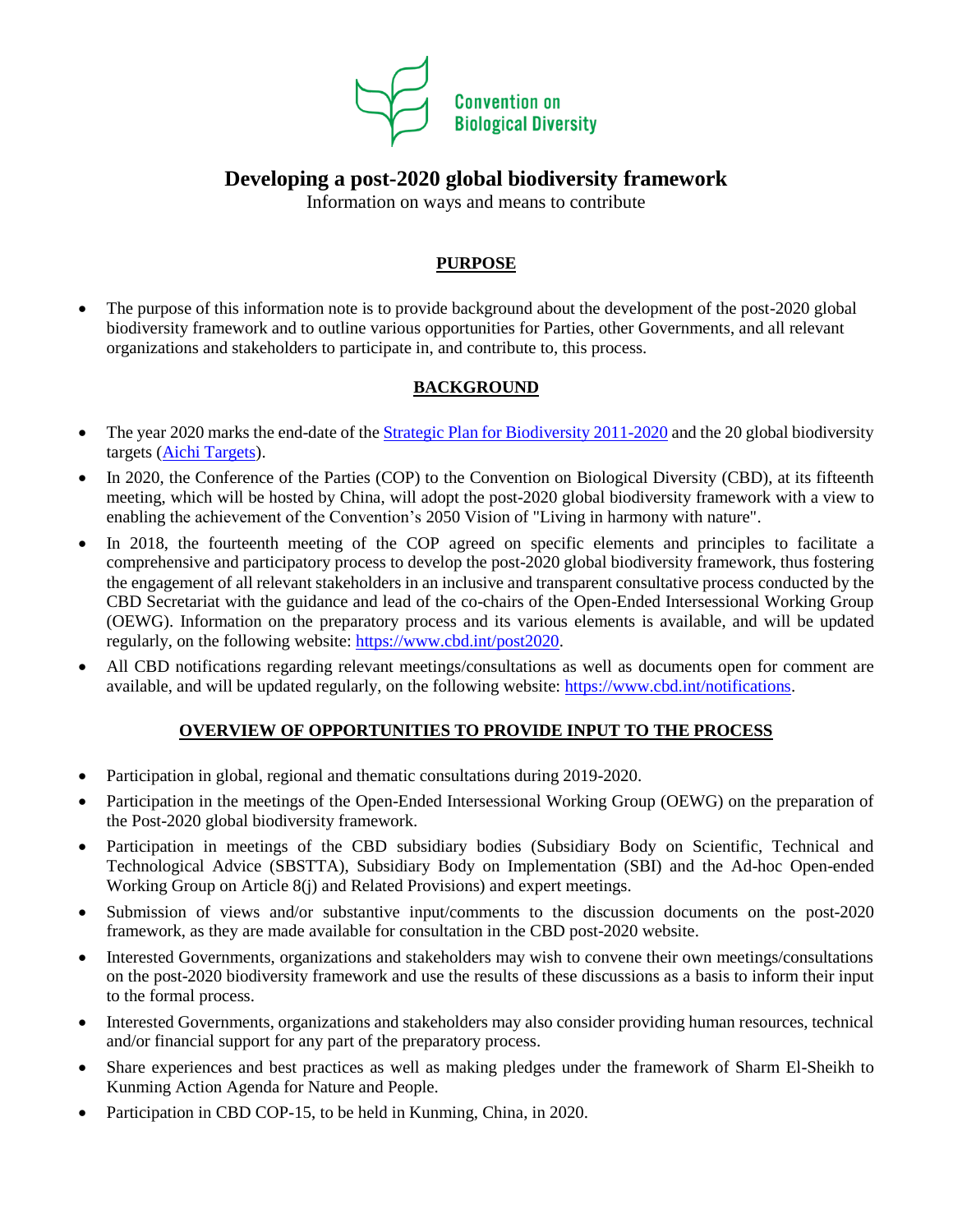Convention on Biological Diversity

# Developing a post-2020 global biodiversity framework

Information on ways and means to contribute

## PURPOSE

- The purpose of this information note is to provide background about the development of the post-2020 global biodiversity framework and to outline various opportunities for Parties, other Governments, and all relevant organizations and stakeholders to participate in, and contribute to, this process.

## BACKGROUND

- The year 2020 marks the end-date of the Strategic Plan for Biodiversity 2011-2020 and the 20 global biodiversity targets (Aichi Targets).
- In 2020, the Conference of the Parties (COP) to the Convention on Biological Diversity (CBD), at its fifteenth meeting, which will be hosted by China, will adopt the post-2020 global biodiversity framework with a view to enabling the achievement of the Convention's 2050 Vision of "Living in harmony with nature".
- In 2018, the fourteenth meeting of the COP agreed on specific elements and principles to facilitate a comprehensive and participatory process to develop the post-2020 global biodiversity framework, thus fostering the engagement of all relevant stakeholders in an inclusive and transparent consultative process conducted by the CBD Secretariat with the guidance and lead of the co-chairs of the Open-Ended Intersessional Working Group (OEWG). Information on the preparatory process and its various elements is available, and will be updated regularly, on the following website: https://www.cbd.int/post2020.
- All CBD notifications regarding relevant meetings/consultations as well as documents open for comment are available, and will be updated regularly, on the following website: https://www.cbd.int/notifications.

## OVERVIEW OF OPPORTUNITIES TO PROVIDE INPUT TO THE PROCESS

- Participation in global, regional and thematic consultations during 2019-2020.
- Participation in the meetings of the Open-Ended Intersessional Working Group (OEWG) on the preparation of the Post-2020 global biodiversity framework.
- Participation in meetings of the CBD subsidiary bodies (Subsidiary Body on Scientific, Technical and Technological Advice (SBSTTA), Subsidiary Body on Implementation (SBI) and the Ad-hoc Open-ended Working Group on Article 8(j) and Related Provisions) and expert meetings.
- Submission of views and/or substantive input/comments to the discussion documents on the post-2020 framework, as they are made available for consultation in the CBD post-2020 website.
- Interested Governments, organizations and stakeholders may wish to convene their own meetings/consultations on the post-2020 biodiversity framework and use the results of these discussions as a basis to inform their input to the formal process.
- Interested Governments, organizations and stakeholders may also consider providing human resources, technical and/or financial support for any part of the preparatory process.
- Share experiences and best practices as well as making pledges under the framework of Sharm El-Sheikh to Kunming Action Agenda for Nature and People.
- Participation in CBD COP-15, to be held in Kunming, China, in 2020.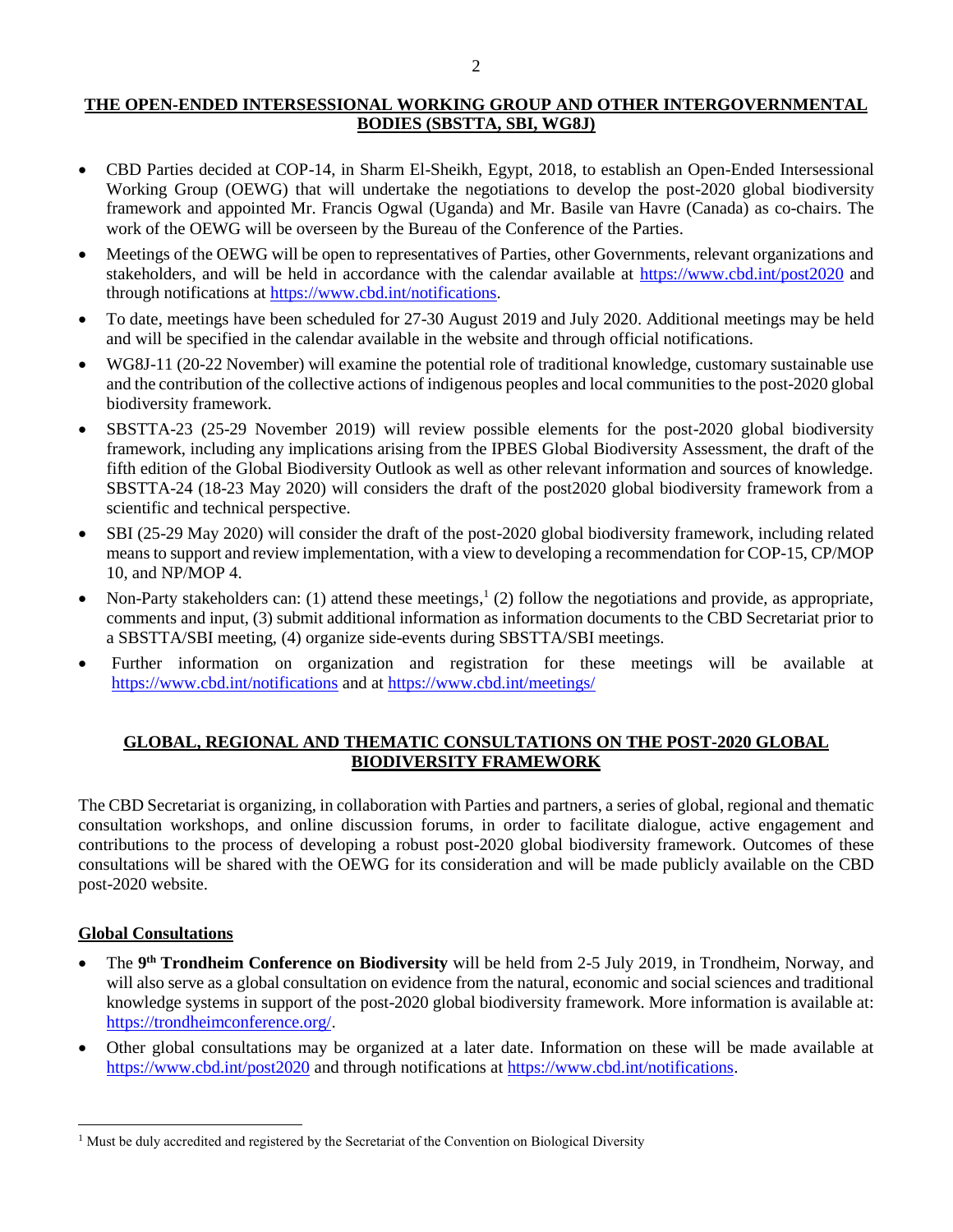## THE OPEN-ENDED INTERSESSIONAL WORKING GROUP AND OTHER INTERGOVERNMENTAL BODIES (SBSTTA, SBI, WG8J)

- CBD Parties decided at COP-14, in Sharm El-Sheikh, Egypt, 2018, to establish an Open-Ended Intersessional Working Group (OEWG) that will undertake the negotiations to develop the post-2020 global biodiversity framework and appointed Mr. Francis Ogwal (Uganda) and Mr. Basile van Havre (Canada) as co-chairs. The work of the OEWG will be overseen by the Bureau of the Conference of the Parties.
- Meetings of the OEWG will be open to representatives of Parties, other Governments, relevant organizations and stakeholders, and will be held in accordance with the calendar available at https://www.cbd.int/post2020 and through notifications at https://www.cbd.int/notifications.
- To date, meetings have been scheduled for 27-30 August 2019 and July 2020. Additional meetings may be held and will be specified in the calendar available in the website and through official notifications.
- WG8J-11 (20-22 November) will examine the potential role of traditional knowledge, customary sustainable use and the contribution of the collective actions of indigenous peoples and local communities to the post-2020 global biodiversity framework.
- SBSTTA-23 (25-29 November 2019) will review possible elements for the post-2020 global biodiversity framework, including any implications arising from the IPBES Global Biodiversity Assessment, the draft of the fifth edition of the Global Biodiversity Outlook as well as other relevant information and sources of knowledge. SBSTTA-24 (18-23 May 2020) will considers the draft of the post2020 global biodiversity framework from a scientific and technical perspective.
- SBI (25-29 May 2020) will consider the draft of the post-2020 global biodiversity framework, including related means to support and review implementation, with a view to developing a recommendation for COP-15, CP/MOP 10, and NP/MOP 4.
- Non-Party stakeholders can: (1) attend these meetings,[1] (2) follow the negotiations and provide, as appropriate, comments and input, (3) submit additional information as information documents to the CBD Secretariat prior to a SBSTTA/SBI meeting, (4) organize side-events during SBSTTA/SBI meetings.
- Further information on organization and registration for these meetings will be available at https://www.cbd.int/notifications and at https://www.cbd.int/meetings/

## GLOBAL, REGIONAL AND THEMATIC CONSULTATIONS ON THE POST-2020 GLOBAL BIODIVERSITY FRAMEWORK

The CBD Secretariat is organizing, in collaboration with Parties and partners, a series of global, regional and thematic consultation workshops, and online discussion forums, in order to facilitate dialogue, active engagement and contributions to the process of developing a robust post-2020 global biodiversity framework. Outcomes of these consultations will be shared with the OEWG for its consideration and will be made publicly available on the CBD post-2020 website.

### Global Consultations

- The **9th Trondheim Conference on Biodiversity** will be held from 2-5 July 2019, in Trondheim, Norway, and will also serve as a global consultation on evidence from the natural, economic and social sciences and traditional knowledge systems in support of the post-2020 global biodiversity framework. More information is available at: https://trondheimconference.org/.
- Other global consultations may be organized at a later date. Information on these will be made available at https://www.cbd.int/post2020 and through notifications at https://www.cbd.int/notifications.

[1] Must be duly accredited and registered by the Secretariat of the Convention on Biological Diversity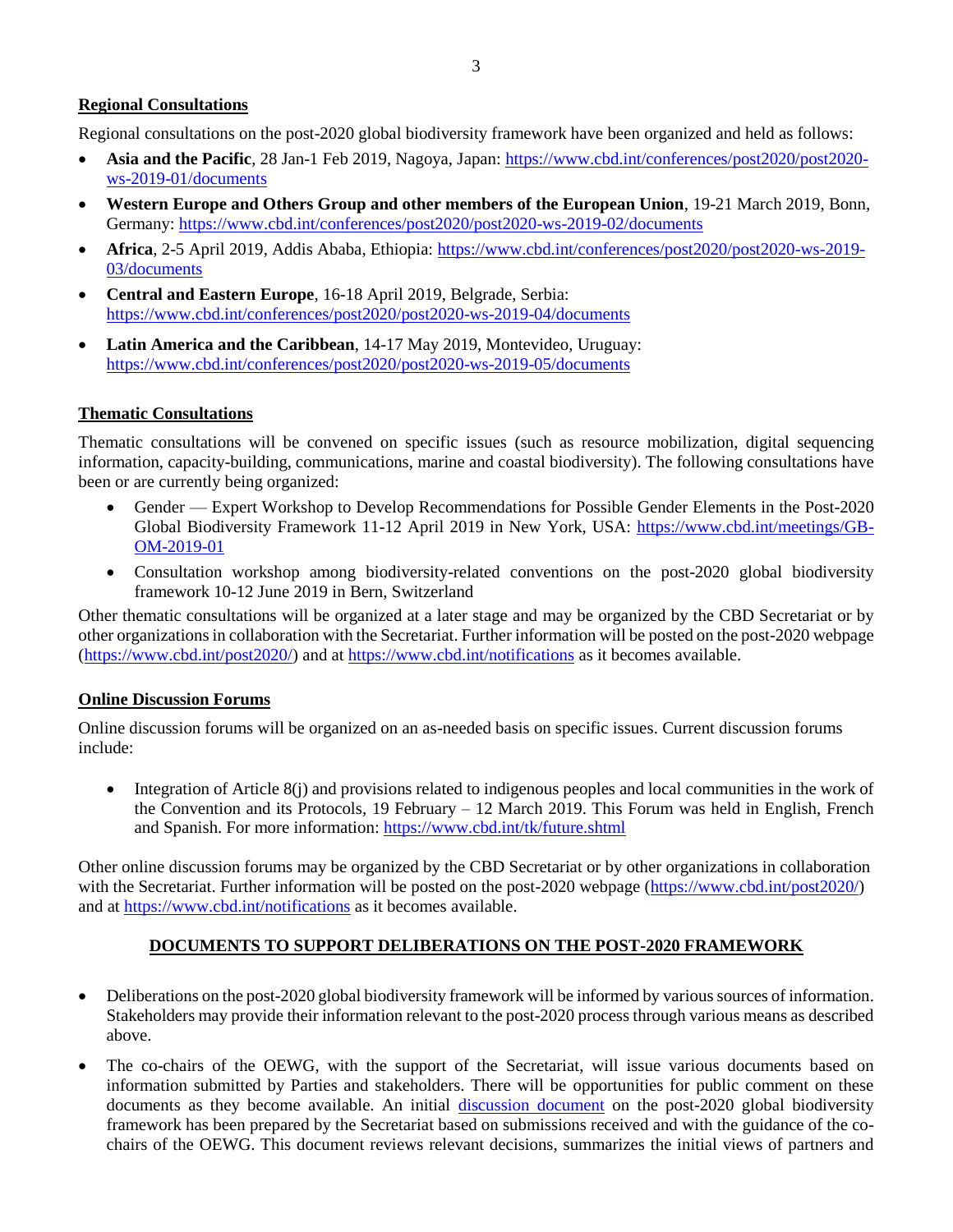## Regional Consultations

Regional consultations on the post-2020 global biodiversity framework have been organized and held as follows:

- **Asia and the Pacific**, 28 Jan-1 Feb 2019, Nagoya, Japan: https://www.cbd.int/conferences/post2020/post2020-ws-2019-01/documents
- **Western Europe and Others Group and other members of the European Union**, 19-21 March 2019, Bonn, Germany: https://www.cbd.int/conferences/post2020/post2020-ws-2019-02/documents
- **Africa**, 2-5 April 2019, Addis Ababa, Ethiopia: https://www.cbd.int/conferences/post2020/post2020-ws-2019-03/documents
- **Central and Eastern Europe**, 16-18 April 2019, Belgrade, Serbia: https://www.cbd.int/conferences/post2020/post2020-ws-2019-04/documents
- **Latin America and the Caribbean**, 14-17 May 2019, Montevideo, Uruguay: https://www.cbd.int/conferences/post2020/post2020-ws-2019-05/documents

## Thematic Consultations

Thematic consultations will be convened on specific issues (such as resource mobilization, digital sequencing information, capacity-building, communications, marine and coastal biodiversity). The following consultations have been or are currently being organized:

- Gender — Expert Workshop to Develop Recommendations for Possible Gender Elements in the Post-2020 Global Biodiversity Framework 11-12 April 2019 in New York, USA: https://www.cbd.int/meetings/GB-OM-2019-01
- Consultation workshop among biodiversity-related conventions on the post-2020 global biodiversity framework 10-12 June 2019 in Bern, Switzerland

Other thematic consultations will be organized at a later stage and may be organized by the CBD Secretariat or by other organizations in collaboration with the Secretariat. Further information will be posted on the post-2020 webpage (https://www.cbd.int/post2020/) and at https://www.cbd.int/notifications as it becomes available.

## Online Discussion Forums

Online discussion forums will be organized on an as-needed basis on specific issues. Current discussion forums include:

- Integration of Article 8(j) and provisions related to indigenous peoples and local communities in the work of the Convention and its Protocols, 19 February – 12 March 2019. This Forum was held in English, French and Spanish. For more information: https://www.cbd.int/tk/future.shtml

Other online discussion forums may be organized by the CBD Secretariat or by other organizations in collaboration with the Secretariat. Further information will be posted on the post-2020 webpage (https://www.cbd.int/post2020/) and at https://www.cbd.int/notifications as it becomes available.

## DOCUMENTS TO SUPPORT DELIBERATIONS ON THE POST-2020 FRAMEWORK

- Deliberations on the post-2020 global biodiversity framework will be informed by various sources of information. Stakeholders may provide their information relevant to the post-2020 process through various means as described above.
- The co-chairs of the OEWG, with the support of the Secretariat, will issue various documents based on information submitted by Parties and stakeholders. There will be opportunities for public comment on these documents as they become available. An initial discussion document on the post-2020 global biodiversity framework has been prepared by the Secretariat based on submissions received and with the guidance of the co-chairs of the OEWG. This document reviews relevant decisions, summarizes the initial views of partners and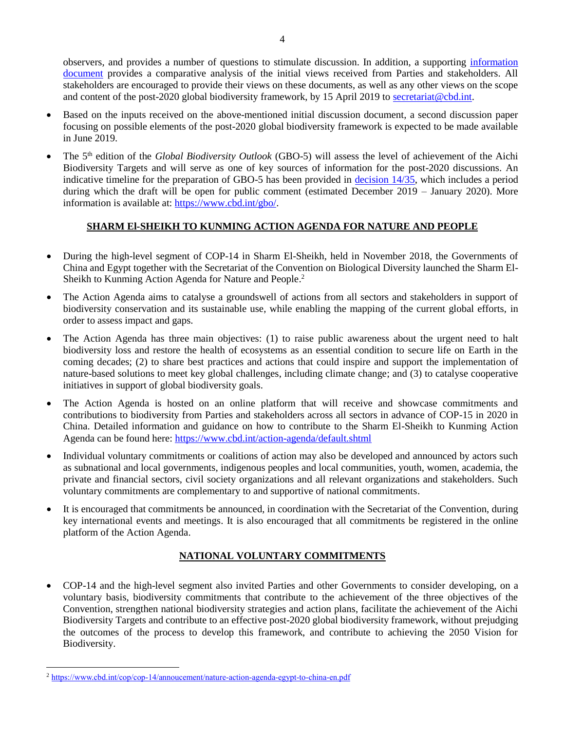observers, and provides a number of questions to stimulate discussion. In addition, a supporting [information document](#) provides a comparative analysis of the initial views received from Parties and stakeholders. All stakeholders are encouraged to provide their views on these documents, as well as any other views on the scope and content of the post-2020 global biodiversity framework, by 15 April 2019 to secretariat@cbd.int.

- Based on the inputs received on the above-mentioned initial discussion document, a second discussion paper focusing on possible elements of the post-2020 global biodiversity framework is expected to be made available in June 2019.
- The 5th edition of the *Global Biodiversity Outlook* (GBO-5) will assess the level of achievement of the Aichi Biodiversity Targets and will serve as one of key sources of information for the post-2020 discussions. An indicative timeline for the preparation of GBO-5 has been provided in decision 14/35, which includes a period during which the draft will be open for public comment (estimated December 2019 – January 2020). More information is available at: https://www.cbd.int/gbo/.

## SHARM El-SHEIKH TO KUNMING ACTION AGENDA FOR NATURE AND PEOPLE

- During the high-level segment of COP-14 in Sharm El-Sheikh, held in November 2018, the Governments of China and Egypt together with the Secretariat of the Convention on Biological Diversity launched the Sharm El-Sheikh to Kunming Action Agenda for Nature and People.[2]
- The Action Agenda aims to catalyse a groundswell of actions from all sectors and stakeholders in support of biodiversity conservation and its sustainable use, while enabling the mapping of the current global efforts, in order to assess impact and gaps.
- The Action Agenda has three main objectives: (1) to raise public awareness about the urgent need to halt biodiversity loss and restore the health of ecosystems as an essential condition to secure life on Earth in the coming decades; (2) to share best practices and actions that could inspire and support the implementation of nature-based solutions to meet key global challenges, including climate change; and (3) to catalyse cooperative initiatives in support of global biodiversity goals.
- The Action Agenda is hosted on an online platform that will receive and showcase commitments and contributions to biodiversity from Parties and stakeholders across all sectors in advance of COP-15 in 2020 in China. Detailed information and guidance on how to contribute to the Sharm El-Sheikh to Kunming Action Agenda can be found here: https://www.cbd.int/action-agenda/default.shtml
- Individual voluntary commitments or coalitions of action may also be developed and announced by actors such as subnational and local governments, indigenous peoples and local communities, youth, women, academia, the private and financial sectors, civil society organizations and all relevant organizations and stakeholders. Such voluntary commitments are complementary to and supportive of national commitments.
- It is encouraged that commitments be announced, in coordination with the Secretariat of the Convention, during key international events and meetings. It is also encouraged that all commitments be registered in the online platform of the Action Agenda.

## NATIONAL VOLUNTARY COMMITMENTS

- COP-14 and the high-level segment also invited Parties and other Governments to consider developing, on a voluntary basis, biodiversity commitments that contribute to the achievement of the three objectives of the Convention, strengthen national biodiversity strategies and action plans, facilitate the achievement of the Aichi Biodiversity Targets and contribute to an effective post-2020 global biodiversity framework, without prejudging the outcomes of the process to develop this framework, and contribute to achieving the 2050 Vision for Biodiversity.

---

[2] https://www.cbd.int/cop/cop-14/annoucement/nature-action-agenda-egypt-to-china-en.pdf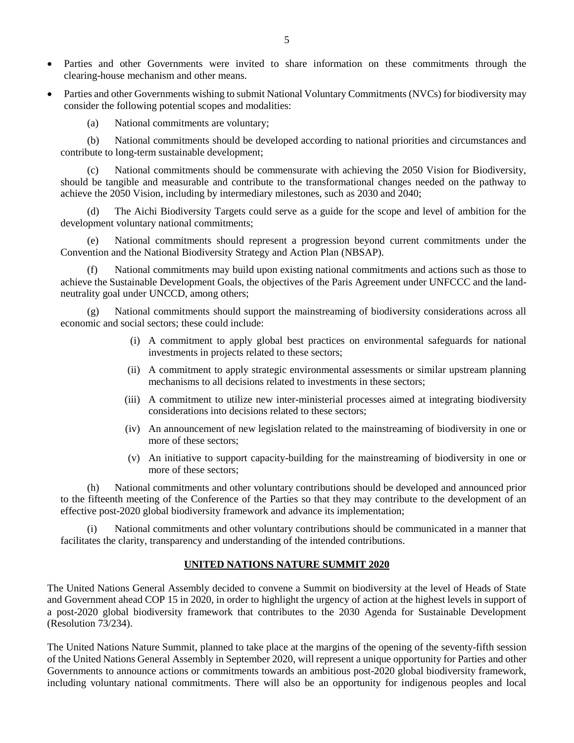- Parties and other Governments were invited to share information on these commitments through the clearing-house mechanism and other means.
- Parties and other Governments wishing to submit National Voluntary Commitments (NVCs) for biodiversity may consider the following potential scopes and modalities:

(a) National commitments are voluntary;

(b) National commitments should be developed according to national priorities and circumstances and contribute to long-term sustainable development;

(c) National commitments should be commensurate with achieving the 2050 Vision for Biodiversity, should be tangible and measurable and contribute to the transformational changes needed on the pathway to achieve the 2050 Vision, including by intermediary milestones, such as 2030 and 2040;

(d) The Aichi Biodiversity Targets could serve as a guide for the scope and level of ambition for the development voluntary national commitments;

(e) National commitments should represent a progression beyond current commitments under the Convention and the National Biodiversity Strategy and Action Plan (NBSAP).

(f) National commitments may build upon existing national commitments and actions such as those to achieve the Sustainable Development Goals, the objectives of the Paris Agreement under UNFCCC and the land-neutrality goal under UNCCD, among others;

(g) National commitments should support the mainstreaming of biodiversity considerations across all economic and social sectors; these could include:

(i) A commitment to apply global best practices on environmental safeguards for national investments in projects related to these sectors;

(ii) A commitment to apply strategic environmental assessments or similar upstream planning mechanisms to all decisions related to investments in these sectors;

(iii) A commitment to utilize new inter-ministerial processes aimed at integrating biodiversity considerations into decisions related to these sectors;

(iv) An announcement of new legislation related to the mainstreaming of biodiversity in one or more of these sectors;

(v) An initiative to support capacity-building for the mainstreaming of biodiversity in one or more of these sectors;

(h) National commitments and other voluntary contributions should be developed and announced prior to the fifteenth meeting of the Conference of the Parties so that they may contribute to the development of an effective post-2020 global biodiversity framework and advance its implementation;

(i) National commitments and other voluntary contributions should be communicated in a manner that facilitates the clarity, transparency and understanding of the intended contributions.

## UNITED NATIONS NATURE SUMMIT 2020

The United Nations General Assembly decided to convene a Summit on biodiversity at the level of Heads of State and Government ahead COP 15 in 2020, in order to highlight the urgency of action at the highest levels in support of a post-2020 global biodiversity framework that contributes to the 2030 Agenda for Sustainable Development (Resolution 73/234).

The United Nations Nature Summit, planned to take place at the margins of the opening of the seventy-fifth session of the United Nations General Assembly in September 2020, will represent a unique opportunity for Parties and other Governments to announce actions or commitments towards an ambitious post-2020 global biodiversity framework, including voluntary national commitments. There will also be an opportunity for indigenous peoples and local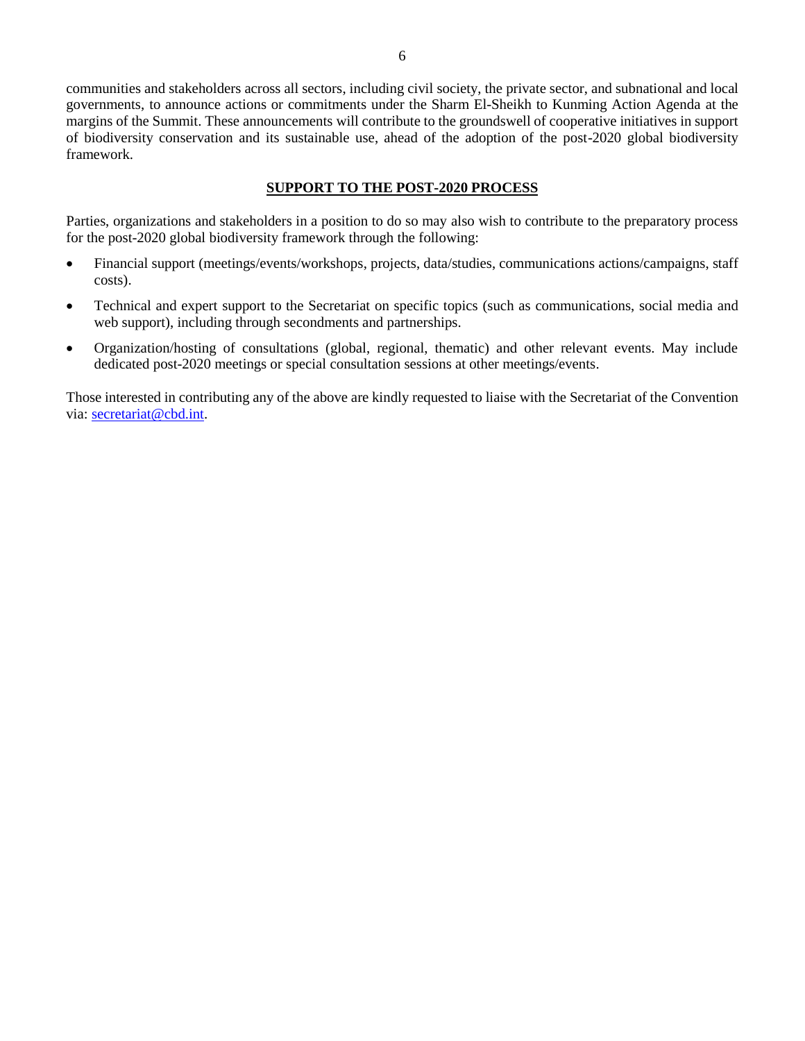communities and stakeholders across all sectors, including civil society, the private sector, and subnational and local governments, to announce actions or commitments under the Sharm El-Sheikh to Kunming Action Agenda at the margins of the Summit. These announcements will contribute to the groundswell of cooperative initiatives in support of biodiversity conservation and its sustainable use, ahead of the adoption of the post-2020 global biodiversity framework.

## SUPPORT TO THE POST-2020 PROCESS

Parties, organizations and stakeholders in a position to do so may also wish to contribute to the preparatory process for the post-2020 global biodiversity framework through the following:

- Financial support (meetings/events/workshops, projects, data/studies, communications actions/campaigns, staff costs).
- Technical and expert support to the Secretariat on specific topics (such as communications, social media and web support), including through secondments and partnerships.
- Organization/hosting of consultations (global, regional, thematic) and other relevant events. May include dedicated post-2020 meetings or special consultation sessions at other meetings/events.

Those interested in contributing any of the above are kindly requested to liaise with the Secretariat of the Convention via: secretariat@cbd.int.